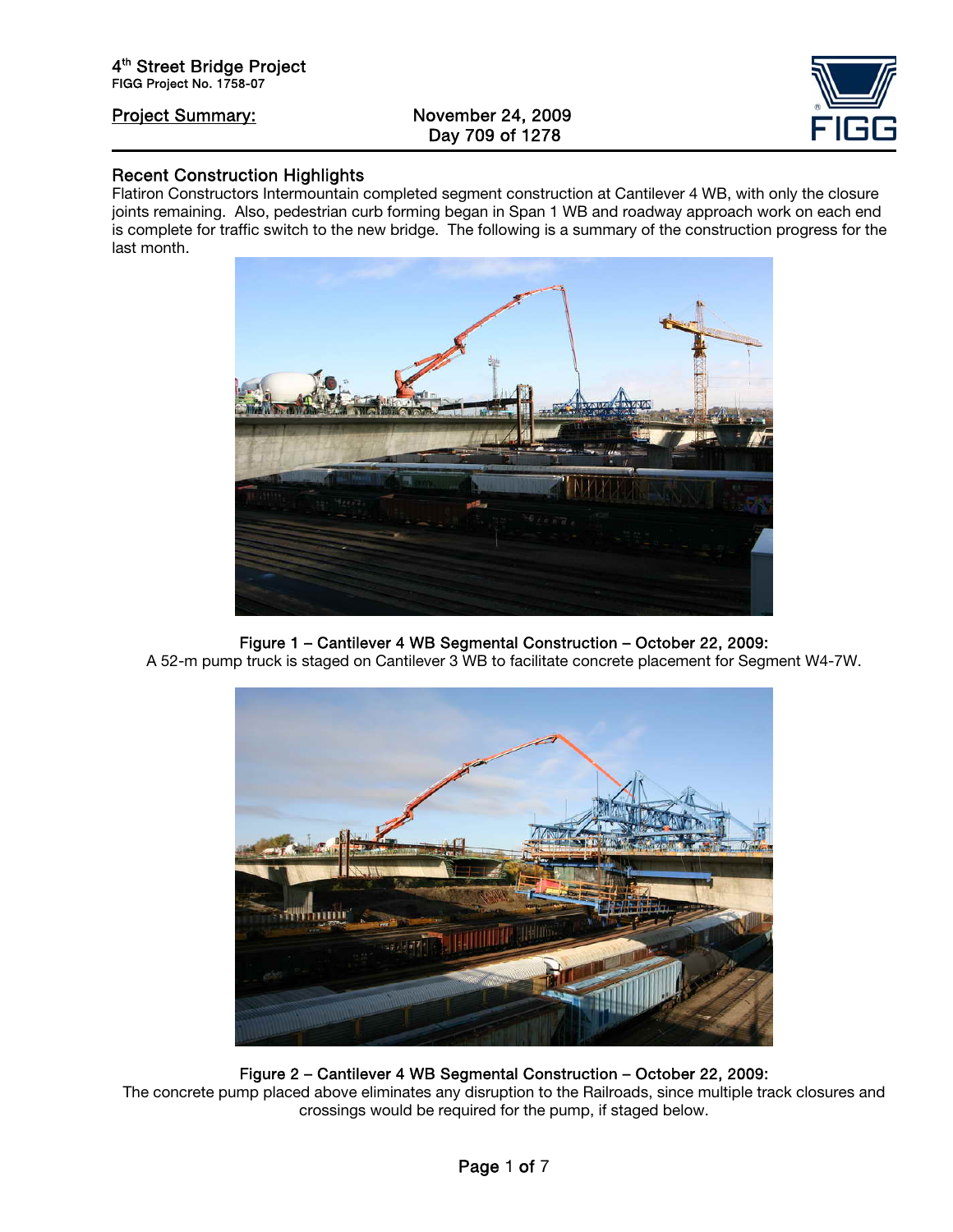4th Street Bridge Project
FIGG Project No. 1758-07

**Project Summary:** November 24, 2009
Day 709 of 1278

## Recent Construction Highlights

Flatiron Constructors Intermountain completed segment construction at Cantilever 4 WB, with only the closure joints remaining. Also, pedestrian curb forming began in Span 1 WB and roadway approach work on each end is complete for traffic switch to the new bridge. The following is a summary of the construction progress for the last month.

**Figure 1 – Cantilever 4 WB Segmental Construction – October 22, 2009:**
A 52-m pump truck is staged on Cantilever 3 WB to facilitate concrete placement for Segment W4-7W.

**Figure 2 – Cantilever 4 WB Segmental Construction – October 22, 2009:**
The concrete pump placed above eliminates any disruption to the Railroads, since multiple track closures and crossings would be required for the pump, if staged below.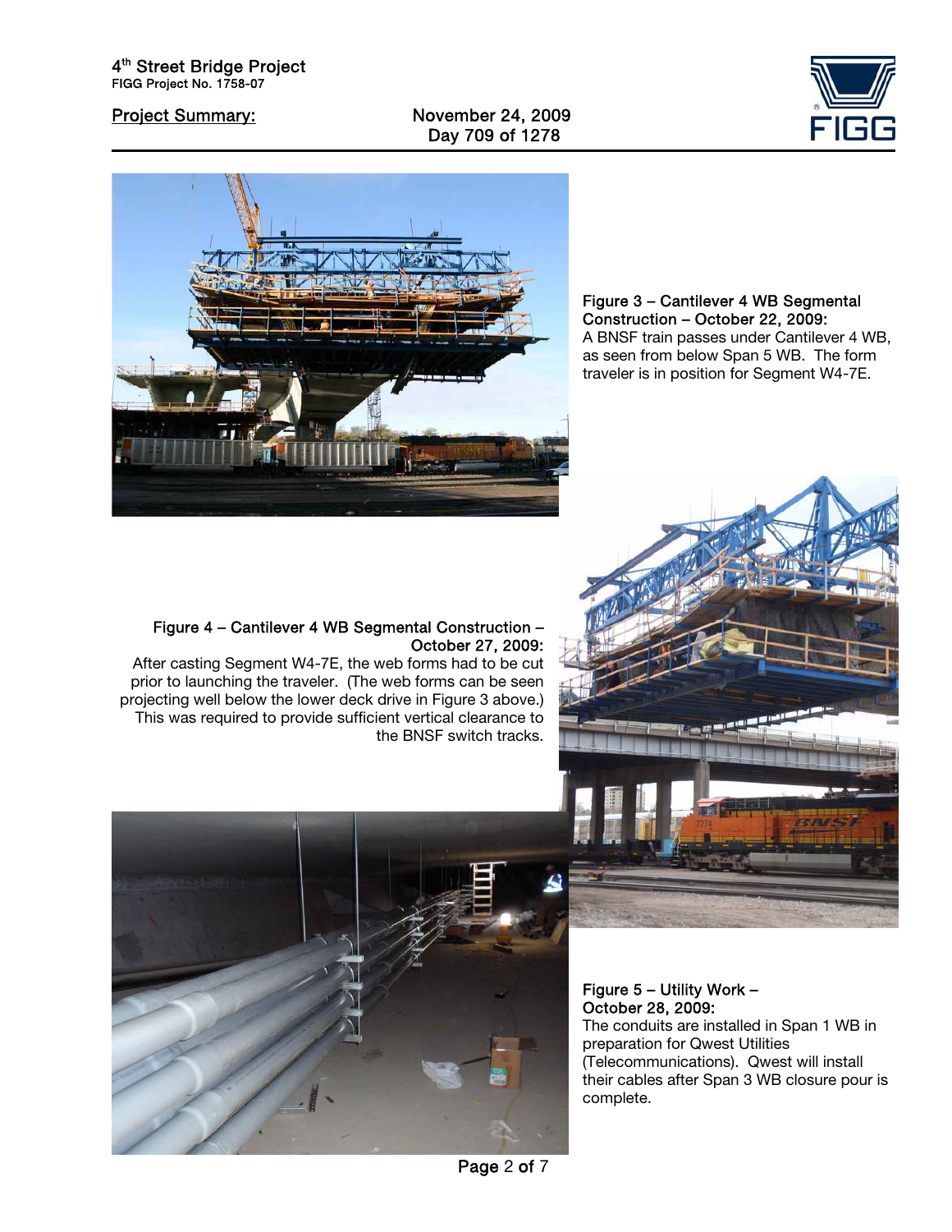Figure 3 – Cantilever 4 WB Segmental Construction – October 22, 2009:
A BNSF train passes under Cantilever 4 WB, as seen from below Span 5 WB. The form traveler is in position for Segment W4-7E.

Figure 4 – Cantilever 4 WB Segmental Construction – October 27, 2009:
After casting Segment W4-7E, the web forms had to be cut prior to launching the traveler. (The web forms can be seen projecting well below the lower deck drive in Figure 3 above.) This was required to provide sufficient vertical clearance to the BNSF switch tracks.

Figure 5 – Utility Work – October 28, 2009:
The conduits are installed in Span 1 WB in preparation for Qwest Utilities (Telecommunications). Qwest will install their cables after Span 3 WB closure pour is complete.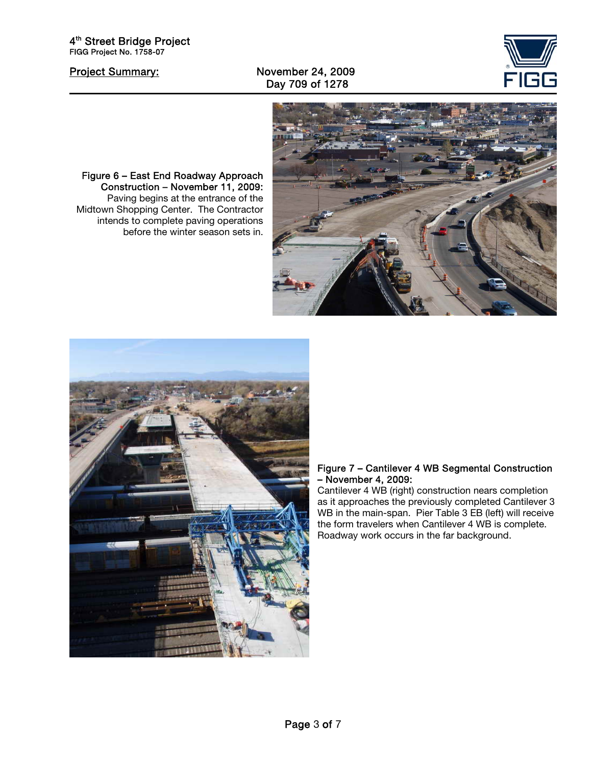**Figure 6 – East End Roadway Approach Construction – November 11, 2009:** Paving begins at the entrance of the Midtown Shopping Center. The Contractor intends to complete paving operations before the winter season sets in.

**Figure 7 – Cantilever 4 WB Segmental Construction – November 4, 2009:**
Cantilever 4 WB (right) construction nears completion as it approaches the previously completed Cantilever 3 WB in the main-span. Pier Table 3 EB (left) will receive the form travelers when Cantilever 4 WB is complete. Roadway work occurs in the far background.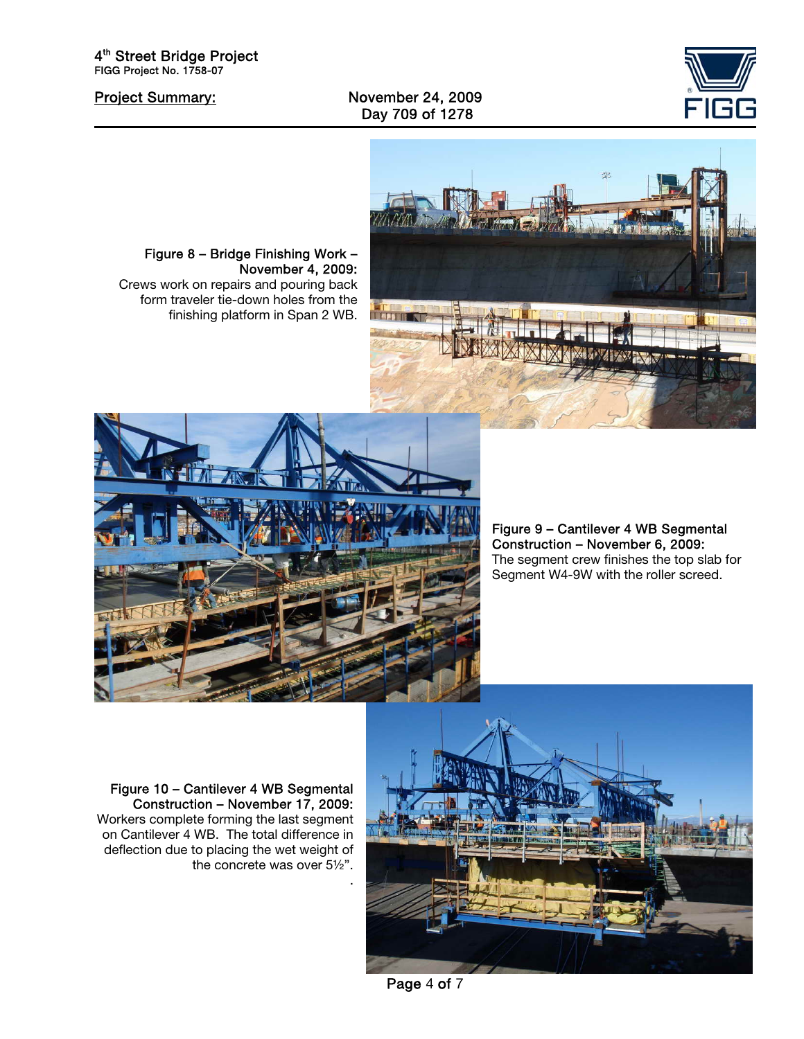**Figure 8 – Bridge Finishing Work – November 4, 2009:**
Crews work on repairs and pouring back form traveler tie-down holes from the finishing platform in Span 2 WB.

**Figure 9 – Cantilever 4 WB Segmental Construction – November 6, 2009:**
The segment crew finishes the top slab for Segment W4-9W with the roller screed.

**Figure 10 – Cantilever 4 WB Segmental Construction – November 17, 2009:**
Workers complete forming the last segment on Cantilever 4 WB. The total difference in deflection due to placing the wet weight of the concrete was over 5½".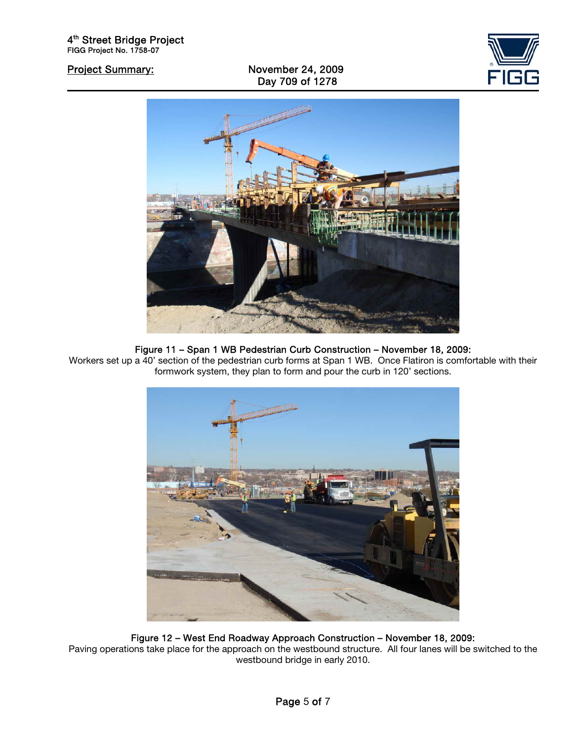**Figure 11 – Span 1 WB Pedestrian Curb Construction – November 18, 2009:**
Workers set up a 40' section of the pedestrian curb forms at Span 1 WB. Once Flatiron is comfortable with their formwork system, they plan to form and pour the curb in 120' sections.

**Figure 12 – West End Roadway Approach Construction – November 18, 2009:**
Paving operations take place for the approach on the westbound structure. All four lanes will be switched to the westbound bridge in early 2010.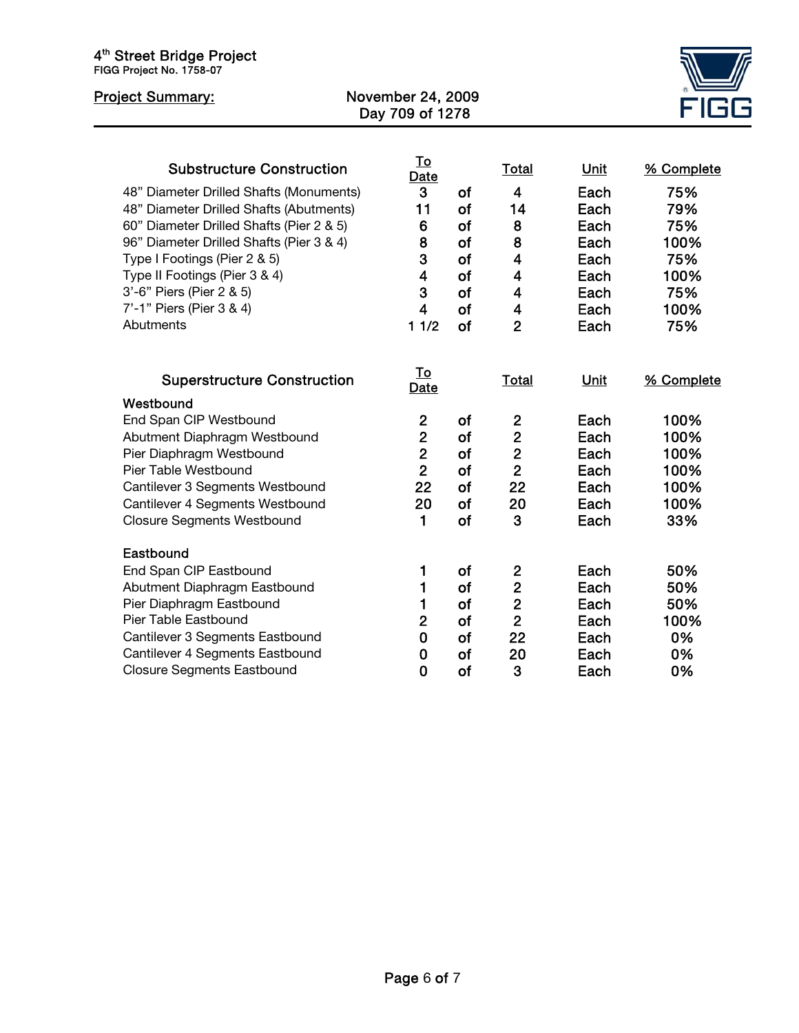4th Street Bridge Project
FIGG Project No. 1758-07

**Project Summary:**

November 24, 2009
Day 709 of 1278

| Substructure Construction | To Date | | Total | Unit | % Complete |
|---|---|---|---|---|---|
| 48" Diameter Drilled Shafts (Monuments) | 3 | of | 4 | Each | 75% |
| 48" Diameter Drilled Shafts (Abutments) | 11 | of | 14 | Each | 79% |
| 60" Diameter Drilled Shafts (Pier 2 & 5) | 6 | of | 8 | Each | 75% |
| 96" Diameter Drilled Shafts (Pier 3 & 4) | 8 | of | 8 | Each | 100% |
| Type I Footings (Pier 2 & 5) | 3 | of | 4 | Each | 75% |
| Type II Footings (Pier 3 & 4) | 4 | of | 4 | Each | 100% |
| 3'-6" Piers (Pier 2 & 5) | 3 | of | 4 | Each | 75% |
| 7'-1" Piers (Pier 3 & 4) | 4 | of | 4 | Each | 100% |
| Abutments | 1 1/2 | of | 2 | Each | 75% |

| Superstructure Construction | To Date | | Total | Unit | % Complete |
|---|---|---|---|---|---|
| **Westbound** | | | | | |
| End Span CIP Westbound | 2 | of | 2 | Each | 100% |
| Abutment Diaphragm Westbound | 2 | of | 2 | Each | 100% |
| Pier Diaphragm Westbound | 2 | of | 2 | Each | 100% |
| Pier Table Westbound | 2 | of | 2 | Each | 100% |
| Cantilever 3 Segments Westbound | 22 | of | 22 | Each | 100% |
| Cantilever 4 Segments Westbound | 20 | of | 20 | Each | 100% |
| Closure Segments Westbound | 1 | of | 3 | Each | 33% |
| **Eastbound** | | | | | |
| End Span CIP Eastbound | 1 | of | 2 | Each | 50% |
| Abutment Diaphragm Eastbound | 1 | of | 2 | Each | 50% |
| Pier Diaphragm Eastbound | 1 | of | 2 | Each | 50% |
| Pier Table Eastbound | 2 | of | 2 | Each | 100% |
| Cantilever 3 Segments Eastbound | 0 | of | 22 | Each | 0% |
| Cantilever 4 Segments Eastbound | 0 | of | 20 | Each | 0% |
| Closure Segments Eastbound | 0 | of | 3 | Each | 0% |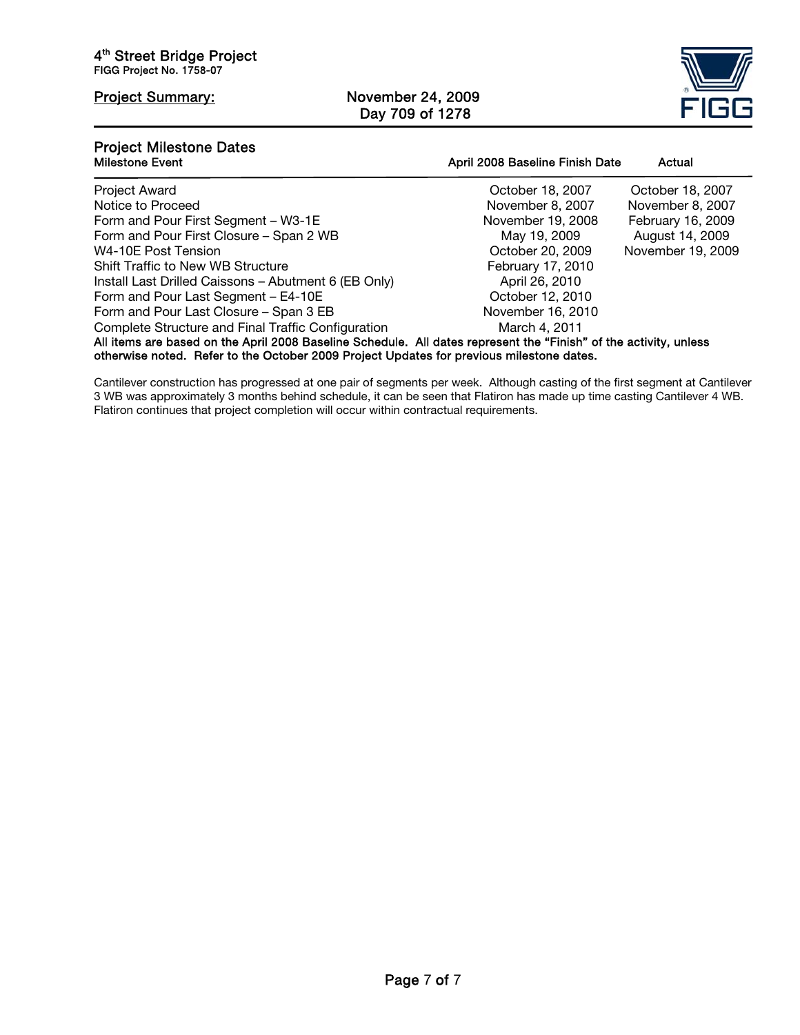## Project Summary: November 24, 2009 Day 709 of 1278

### Project Milestone Dates

| Milestone Event | April 2008 Baseline Finish Date | Actual |
|---|---|---|
| Project Award | October 18, 2007 | October 18, 2007 |
| Notice to Proceed | November 8, 2007 | November 8, 2007 |
| Form and Pour First Segment – W3-1E | November 19, 2008 | February 16, 2009 |
| Form and Pour First Closure – Span 2 WB | May 19, 2009 | August 14, 2009 |
| W4-10E Post Tension | October 20, 2009 | November 19, 2009 |
| Shift Traffic to New WB Structure | February 17, 2010 | |
| Install Last Drilled Caissons – Abutment 6 (EB Only) | April 26, 2010 | |
| Form and Pour Last Segment – E4-10E | October 12, 2010 | |
| Form and Pour Last Closure – Span 3 EB | November 16, 2010 | |
| Complete Structure and Final Traffic Configuration | March 4, 2011 | |

**All items are based on the April 2008 Baseline Schedule. All dates represent the "Finish" of the activity, unless otherwise noted. Refer to the October 2009 Project Updates for previous milestone dates.**

Cantilever construction has progressed at one pair of segments per week. Although casting of the first segment at Cantilever 3 WB was approximately 3 months behind schedule, it can be seen that Flatiron has made up time casting Cantilever 4 WB. Flatiron continues that project completion will occur within contractual requirements.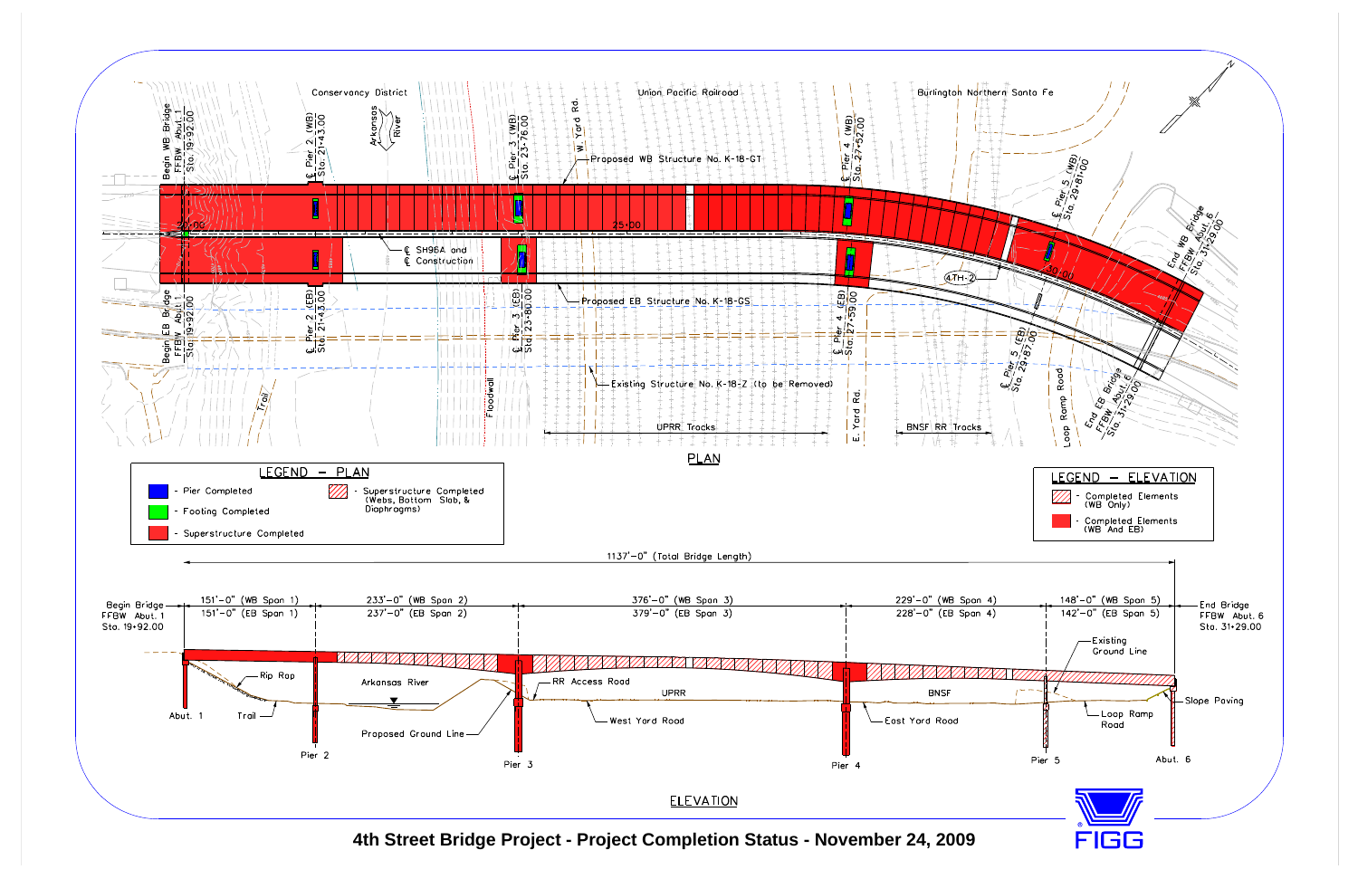PLAN

Conservancy District

Arkansas River

Union Pacific Railroad

Burlington Northern Santa Fe

Begin WB Bridge FFBW Abut. 1 Sta. 19+92.00

℄ Pier 2 (WB) Sta. 21+43.00

℄ Pier 3 (WB) Sta. 23+76.00

W. Yard Rd.

Proposed WB Structure No. K-18-GT

℄ Pier 4 (WB) Sta. 27+52.00

℄ Pier 5 (WB) Sta. 29+81.00

End WB Bridge FFBW Abut. 6 Sta. 31+29.00

25+00

30+00

4TH-2

℄ SH96A and ℄ Construction

Begin EB Bridge FFBW Abut. 1 Sta. 19+92.00

℄ Pier 2 (EB) Sta. 21+43.00

℄ Pier 3 (EB) Sta. 23+80.00

Proposed EB Structure No. K-18-GS

℄ Pier 4 (EB) Sta. 27+59.00

℄ Pier 5 (EB) Sta. 29+87.00

End EB Bridge FFBW Abut. 6 Sta. 31+29.00

Trail

Floodwall

Existing Structure No. K-18-Z (to be Removed)

UPRR Tracks

E. Yard Rd.

BNSF RR Tracks

Loop Ramp Road

LEGEND – PLAN

- Pier Completed
- Footing Completed
- Superstructure Completed
- Superstructure Completed (Webs, Bottom Slab, & Diaphragms)

LEGEND – ELEVATION

- Completed Elements (WB Only)
- Completed Elements (WB And EB)

ELEVATION

1137'-0" (Total Bridge Length)

Begin Bridge FFBW Abut. 1 Sta. 19+92.00

151'-0" (WB Span 1)
151'-0" (EB Span 1)

233'-0" (WB Span 2)
237'-0" (EB Span 2)

376'-0" (WB Span 3)
379'-0" (EB Span 3)

229'-0" (WB Span 4)
228'-0" (EB Span 4)

148'-0" (WB Span 5)
142'-0" (EB Span 5)

End Bridge FFBW Abut. 6 Sta. 31+29.00

Existing Ground Line

Rip Rap

Arkansas River

RR Access Road

UPRR

BNSF

Slope Paving

Abut. 1

Trail

West Yard Road

East Yard Road

Loop Ramp Road

Proposed Ground Line

Pier 2

Pier 3

Pier 4

Pier 5

Abut. 6

**4th Street Bridge Project - Project Completion Status - November 24, 2009**

FIGG